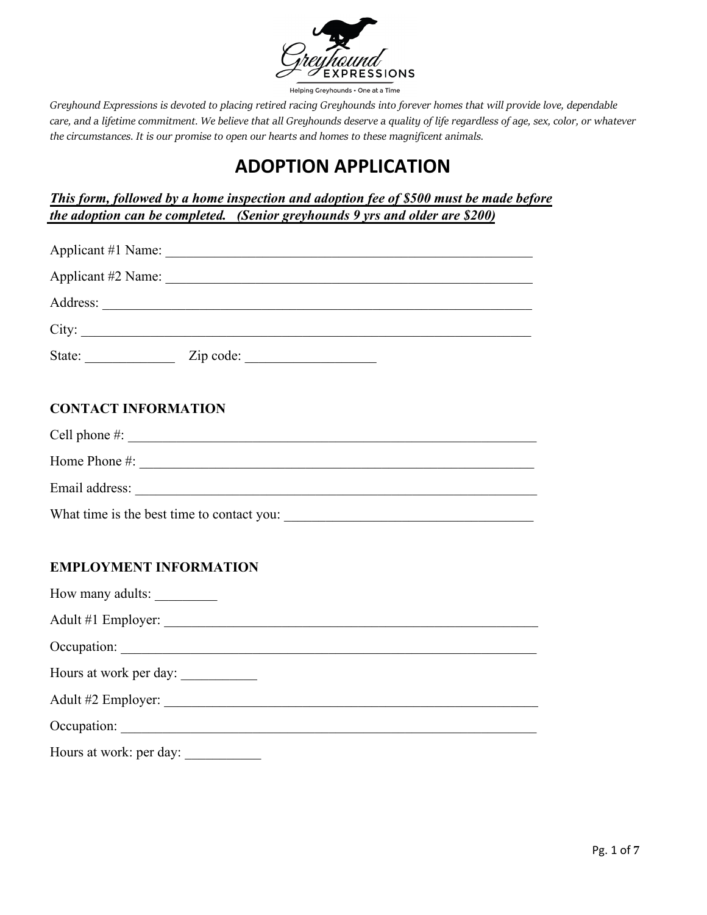Greyhound Expressions

Helping Greyhounds • One at a Time

*Greyhound Expressions is devoted to placing retired racing Greyhounds into forever homes that will provide love, dependable care, and a lifetime commitment. We believe that all Greyhounds deserve a quality of life regardless of age, sex, color, or whatever the circumstances. It is our promise to open our hearts and homes to these magnificent animals.*

# ADOPTION APPLICATION

***This form, followed by a home inspection and adoption fee of $500 must be made before the adoption can be completed. (Senior greyhounds 9 yrs and older are $200)***

Applicant #1 Name: ______________________________________________________

Applicant #2 Name: ______________________________________________________

Address: ______________________________________________________________

City: _________________________________________________________________

State: _____________ Zip code: __________________

## CONTACT INFORMATION

Cell phone #: __________________________________________________________

Home Phone #: _________________________________________________________

Email address: _________________________________________________________

What time is the best time to contact you: ___________________________________

## EMPLOYMENT INFORMATION

How many adults: _________

Adult #1 Employer: ______________________________________________________

Occupation: ___________________________________________________________

Hours at work per day: ___________

Adult #2 Employer: ______________________________________________________

Occupation: ___________________________________________________________

Hours at work: per day: ___________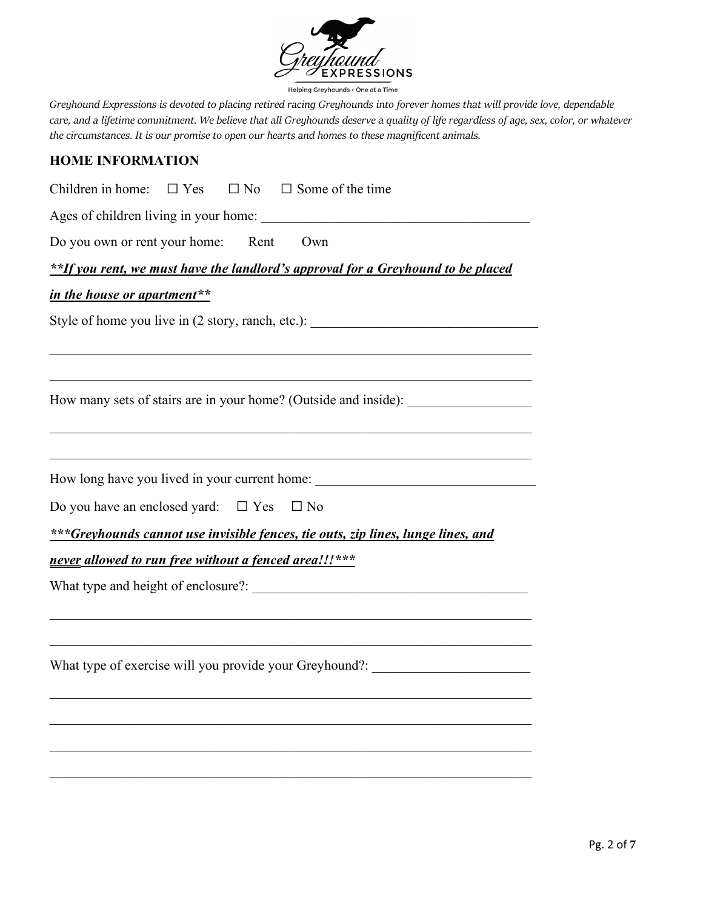Greyhound EXPRESSIONS

Helping Greyhounds • One at a Time

*Greyhound Expressions is devoted to placing retired racing Greyhounds into forever homes that will provide love, dependable care, and a lifetime commitment. We believe that all Greyhounds deserve a quality of life regardless of age, sex, color, or whatever the circumstances. It is our promise to open our hearts and homes to these magnificent animals.*

## HOME INFORMATION

Children in home: ☐ Yes ☐ No ☐ Some of the time

Ages of children living in your home: _______________________________________

Do you own or rent your home: Rent Own

***\*\*If you rent, we must have the landlord's approval for a Greyhound to be placed in the house or apartment\*\****

Style of home you live in (2 story, ranch, etc.): _________________________________

_________________________________________________________________________

_________________________________________________________________________

How many sets of stairs are in your home? (Outside and inside): _________________

_________________________________________________________________________

_________________________________________________________________________

How long have you lived in your current home: ________________________________

Do you have an enclosed yard: ☐ Yes ☐ No

***\*\*\*Greyhounds cannot use invisible fences, tie outs, zip lines, lunge lines, and never allowed to run free without a fenced area!!!\*\*\****

What type and height of enclosure?: _______________________________________

_________________________________________________________________________

_________________________________________________________________________

What type of exercise will you provide your Greyhound?: ______________________

_________________________________________________________________________

_________________________________________________________________________

_________________________________________________________________________

_________________________________________________________________________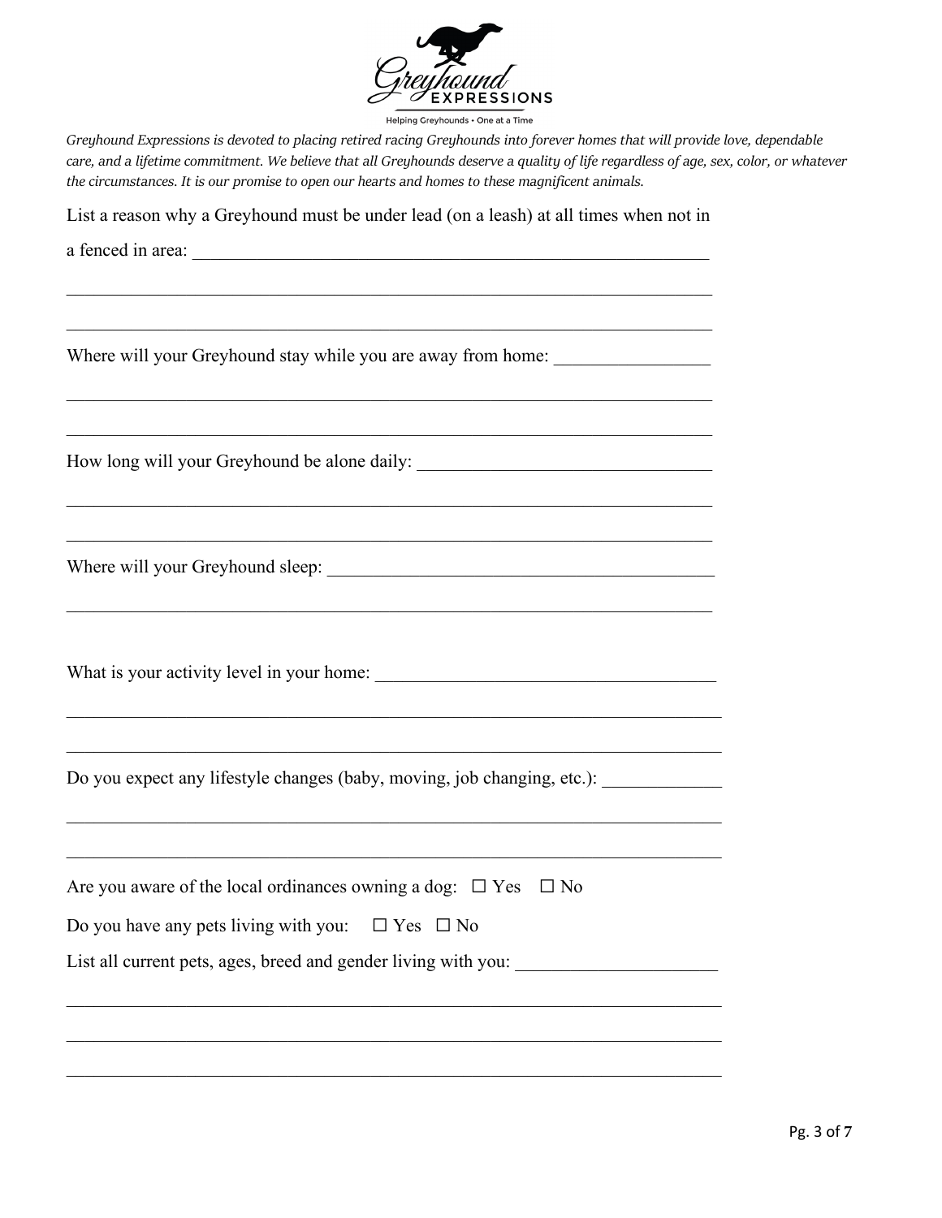*Greyhound Expressions is devoted to placing retired racing Greyhounds into forever homes that will provide love, dependable care, and a lifetime commitment. We believe that all Greyhounds deserve a quality of life regardless of age, sex, color, or whatever the circumstances. It is our promise to open our hearts and homes to these magnificent animals.*

List a reason why a Greyhound must be under lead (on a leash) at all times when not in a fenced in area: ______________________________________________________________

______________________________________________________________________

______________________________________________________________________

Where will your Greyhound stay while you are away from home: ________________

______________________________________________________________________

______________________________________________________________________

How long will your Greyhound be alone daily: _______________________________

______________________________________________________________________

______________________________________________________________________

Where will your Greyhound sleep: _________________________________________

______________________________________________________________________

What is your activity level in your home: ___________________________________

______________________________________________________________________

______________________________________________________________________

Do you expect any lifestyle changes (baby, moving, job changing, etc.): ____________

______________________________________________________________________

______________________________________________________________________

Are you aware of the local ordinances owning a dog: ☐ Yes ☐ No

Do you have any pets living with you: ☐ Yes ☐ No

List all current pets, ages, breed and gender living with you: ____________________

______________________________________________________________________

______________________________________________________________________

______________________________________________________________________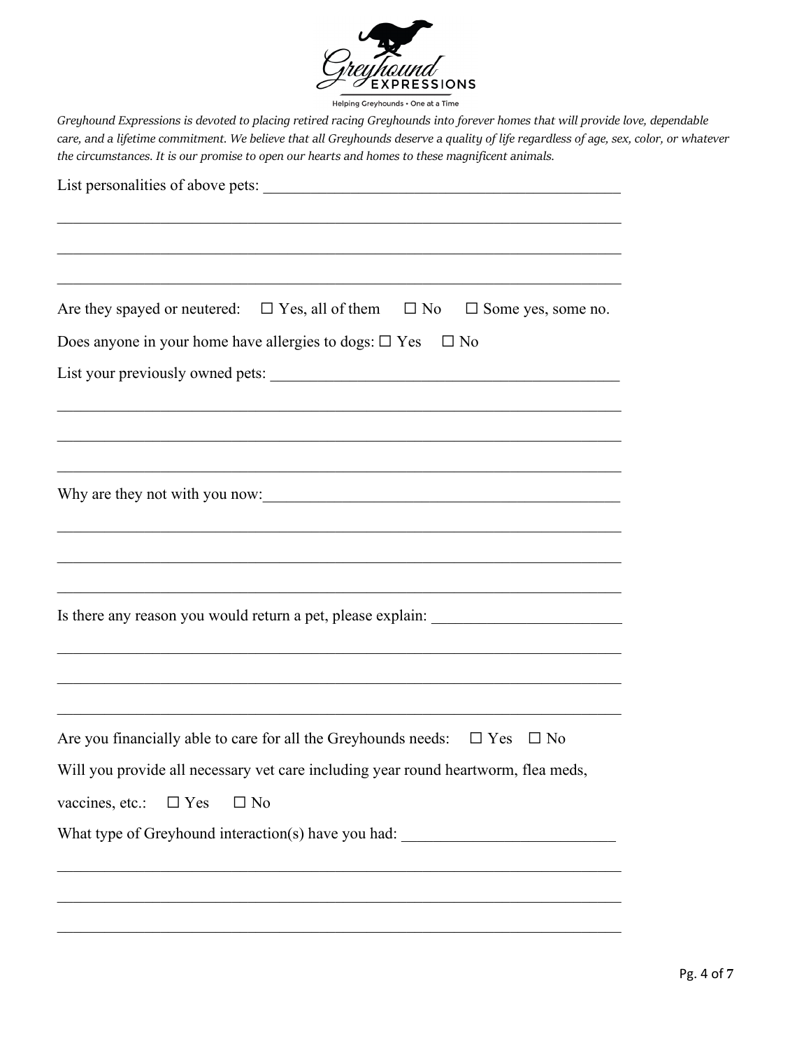*Greyhound Expressions is devoted to placing retired racing Greyhounds into forever homes that will provide love, dependable care, and a lifetime commitment. We believe that all Greyhounds deserve a quality of life regardless of age, sex, color, or whatever the circumstances. It is our promise to open our hearts and homes to these magnificent animals.*

List personalities of above pets: ______________________________________________

________________________________________________________________________

________________________________________________________________________

________________________________________________________________________

Are they spayed or neutered: ☐ Yes, all of them ☐ No ☐ Some yes, some no.

Does anyone in your home have allergies to dogs: ☐ Yes ☐ No

List your previously owned pets: ______________________________________________

________________________________________________________________________

________________________________________________________________________

________________________________________________________________________

Why are they not with you now: ______________________________________________

________________________________________________________________________

________________________________________________________________________

________________________________________________________________________

Is there any reason you would return a pet, please explain: ________________________

________________________________________________________________________

________________________________________________________________________

________________________________________________________________________

Are you financially able to care for all the Greyhounds needs: ☐ Yes ☐ No

Will you provide all necessary vet care including year round heartworm, flea meds, vaccines, etc.: ☐ Yes ☐ No

What type of Greyhound interaction(s) have you had: ___________________________

________________________________________________________________________

________________________________________________________________________

________________________________________________________________________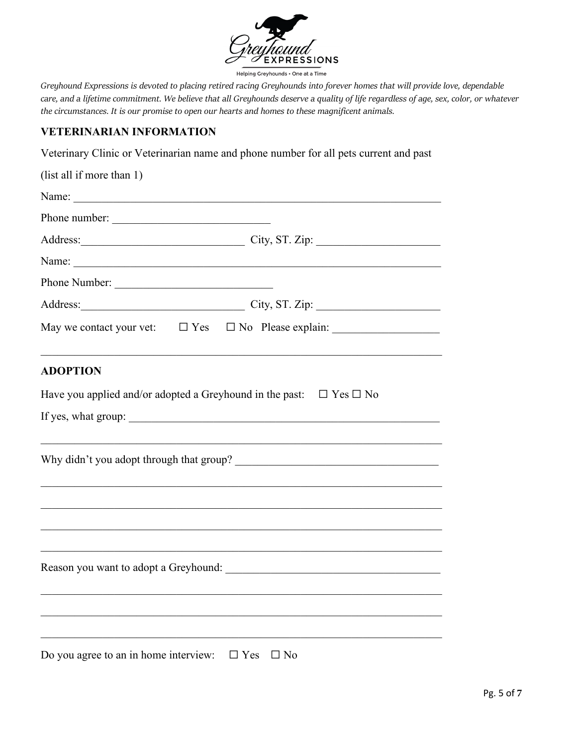*Greyhound Expressions is devoted to placing retired racing Greyhounds into forever homes that will provide love, dependable care, and a lifetime commitment. We believe that all Greyhounds deserve a quality of life regardless of age, sex, color, or whatever the circumstances. It is our promise to open our hearts and homes to these magnificent animals.*

## VETERINARIAN INFORMATION

Veterinary Clinic or Veterinarian name and phone number for all pets current and past

(list all if more than 1)

Name: ___________________________________________________________________

Phone number: ___________________________

Address:_____________________________ City, ST. Zip: _____________________

Name: ___________________________________________________________________

Phone Number: ___________________________

Address:_____________________________ City, ST. Zip: _____________________

May we contact your vet: ☐ Yes ☐ No Please explain: __________________

_________________________________________________________________________

## ADOPTION

Have you applied and/or adopted a Greyhound in the past: ☐ Yes ☐ No

If yes, what group: _______________________________________________________

_________________________________________________________________________

Why didn't you adopt through that group? ___________________________________

_________________________________________________________________________

_________________________________________________________________________

_________________________________________________________________________

_________________________________________________________________________

Reason you want to adopt a Greyhound: _____________________________________

_________________________________________________________________________

_________________________________________________________________________

_________________________________________________________________________

Do you agree to an in home interview: ☐ Yes ☐ No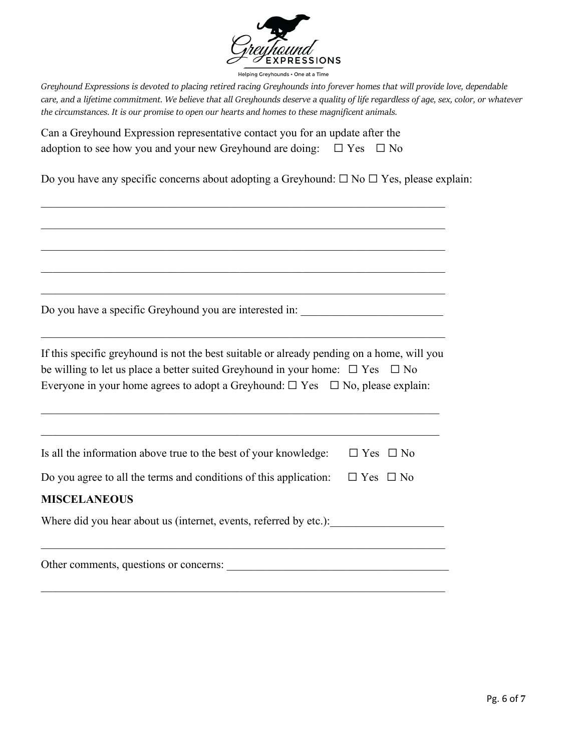*Greyhound Expressions is devoted to placing retired racing Greyhounds into forever homes that will provide love, dependable care, and a lifetime commitment. We believe that all Greyhounds deserve a quality of life regardless of age, sex, color, or whatever the circumstances. It is our promise to open our hearts and homes to these magnificent animals.*

Can a Greyhound Expression representative contact you for an update after the adoption to see how you and your new Greyhound are doing: ☐ Yes ☐ No

Do you have any specific concerns about adopting a Greyhound: ☐ No ☐ Yes, please explain:

______________________________________________________________________

______________________________________________________________________

______________________________________________________________________

______________________________________________________________________

______________________________________________________________________

Do you have a specific Greyhound you are interested in: _________________________

______________________________________________________________________

If this specific greyhound is not the best suitable or already pending on a home, will you be willing to let us place a better suited Greyhound in your home: ☐ Yes ☐ No

Everyone in your home agrees to adopt a Greyhound: ☐ Yes ☐ No, please explain:

______________________________________________________________________

______________________________________________________________________

Is all the information above true to the best of your knowledge: ☐ Yes ☐ No

Do you agree to all the terms and conditions of this application: ☐ Yes ☐ No

**MISCELANEOUS**

Where did you hear about us (internet, events, referred by etc.):___________________

______________________________________________________________________

Other comments, questions or concerns: _______________________________________

______________________________________________________________________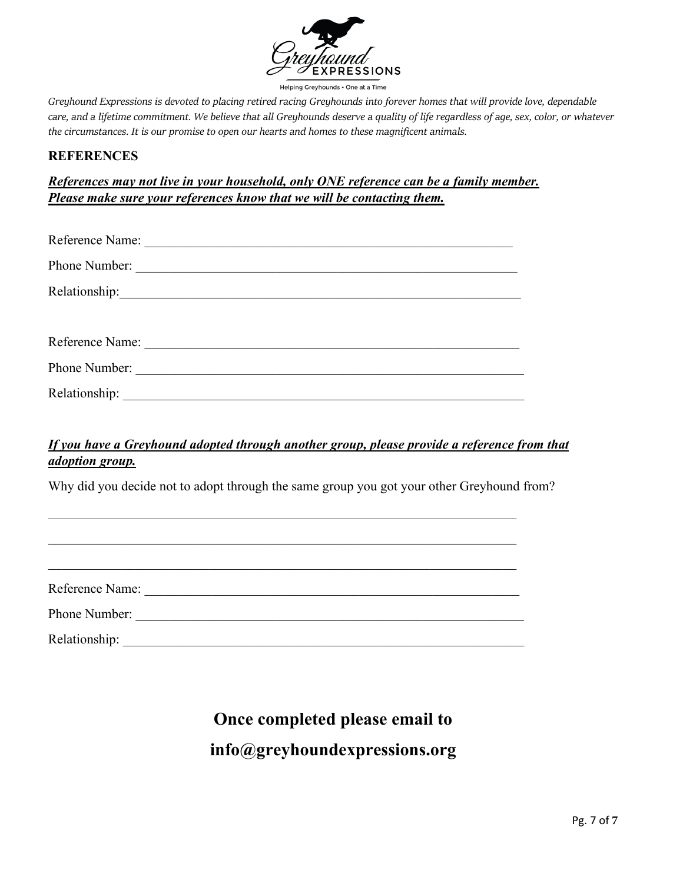*Greyhound Expressions is devoted to placing retired racing Greyhounds into forever homes that will provide love, dependable care, and a lifetime commitment. We believe that all Greyhounds deserve a quality of life regardless of age, sex, color, or whatever the circumstances. It is our promise to open our hearts and homes to these magnificent animals.*

## REFERENCES

***References may not live in your household, only ONE reference can be a family member.***
***Please make sure your references know that we will be contacting them.***

Reference Name: ___________________________________________________________

Phone Number: ____________________________________________________________

Relationship: ______________________________________________________________

Reference Name: ___________________________________________________________

Phone Number: ____________________________________________________________

Relationship: ______________________________________________________________

***If you have a Greyhound adopted through another group, please provide a reference from that adoption group.***

Why did you decide not to adopt through the same group you got your other Greyhound from?

__________________________________________________________________________

__________________________________________________________________________

__________________________________________________________________________

Reference Name: ___________________________________________________________

Phone Number: ____________________________________________________________

Relationship: ______________________________________________________________

**Once completed please email to**
**info@greyhoundexpressions.org**